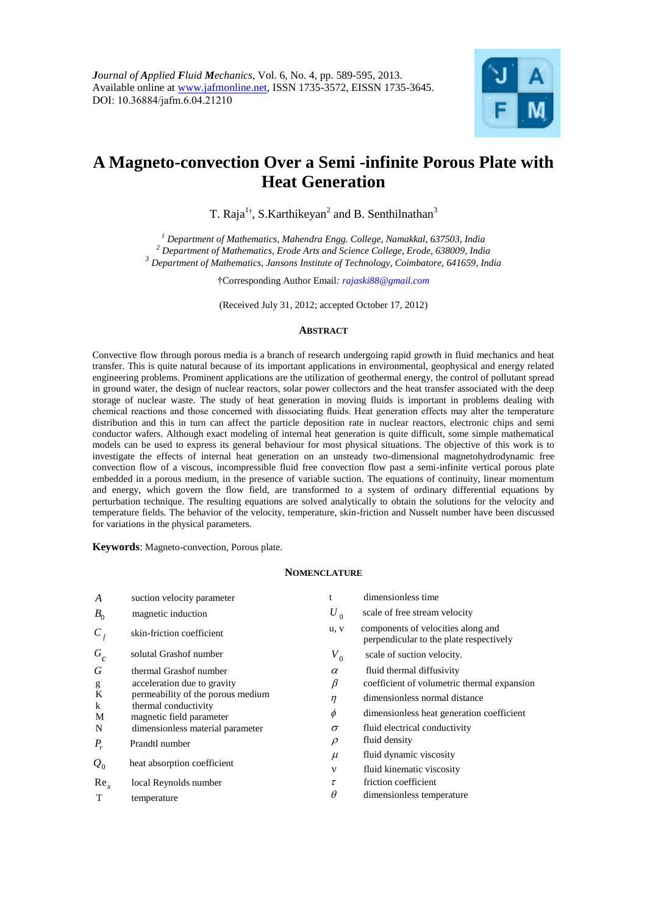*Journal of Applied Fluid Mechanics*, Vol. 6, No. 4, pp. 589-595, 2013.
Available online at www.jafmonline.net, ISSN 1735-3572, EISSN 1735-3645.
DOI: 10.36884/jafm.6.04.21210

# A Magneto-convection Over a Semi -infinite Porous Plate with Heat Generation

T. Raja[1†], S.Karthikeyan[2] and B. Senthilnathan[3]

[1] *Department of Mathematics, Mahendra Engg. College, Namakkal, 637503, India*
[2] *Department of Mathematics, Erode Arts and Science College, Erode, 638009, India*
[3] *Department of Mathematics, Jansons Institute of Technology, Coimbatore, 641659, India*

†Corresponding Author Email*: rajaski88@gmail.com*

(Received July 31, 2012; accepted October 17, 2012)

## ABSTRACT

Convective flow through porous media is a branch of research undergoing rapid growth in fluid mechanics and heat transfer. This is quite natural because of its important applications in environmental, geophysical and energy related engineering problems. Prominent applications are the utilization of geothermal energy, the control of pollutant spread in ground water, the design of nuclear reactors, solar power collectors and the heat transfer associated with the deep storage of nuclear waste. The study of heat generation in moving fluids is important in problems dealing with chemical reactions and those concerned with dissociating fluids. Heat generation effects may alter the temperature distribution and this in turn can affect the particle deposition rate in nuclear reactors, electronic chips and semi conductor wafers. Although exact modeling of internal heat generation is quite difficult, some simple mathematical models can be used to express its general behaviour for most physical situations. The objective of this work is to investigate the effects of internal heat generation on an unsteady two-dimensional magnetohydrodynamic free convection flow of a viscous, incompressible fluid free convection flow past a semi-infinite vertical porous plate embedded in a porous medium, in the presence of variable suction. The equations of continuity, linear momentum and energy, which govern the flow field, are transformed to a system of ordinary differential equations by perturbation technique. The resulting equations are solved analytically to obtain the solutions for the velocity and temperature fields. The behavior of the velocity, temperature, skin-friction and Nusselt number have been discussed for variations in the physical parameters.

**Keywords**: Magneto-convection, Porous plate.

## NOMENCLATURE

| | | | |
|---|---|---|---|
| $A$ | suction velocity parameter | t | dimensionless time |
| $B_0$ | magnetic induction | $U_0$ | scale of free stream velocity |
| $C_f$ | skin-friction coefficient | u, v | components of velocities along and perpendicular to the plate respectively |
| $G_c$ | solutal Grashof number | $V_0$ | scale of suction velocity. |
| $G$ | thermal Grashof number | $\alpha$ | fluid thermal diffusivity |
| g | acceleration due to gravity | $\beta$ | coefficient of volumetric thermal expansion |
| K | permeability of the porous medium | $\eta$ | dimensionless normal distance |
| k | thermal conductivity | $\phi$ | dimensionless heat generation coefficient |
| M | magnetic field parameter | $\sigma$ | fluid electrical conductivity |
| N | dimensionless material parameter | $\rho$ | fluid density |
| $P_r$ | Prandtl number | $\mu$ | fluid dynamic viscosity |
| $Q_0$ | heat absorption coefficient | $\nu$ | fluid kinematic viscosity |
| $\text{Re}_x$ | local Reynolds number | $\tau$ | friction coefficient |
| T | temperature | $\theta$ | dimensionless temperature |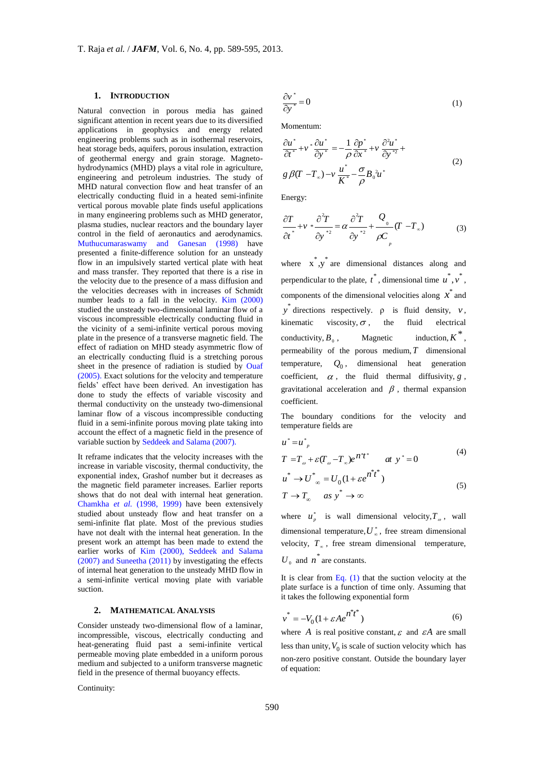## 1. Introduction

Natural convection in porous media has gained significant attention in recent years due to its diversified applications in geophysics and energy related engineering problems such as in isothermal reservoirs, heat storage beds, aquifers, porous insulation, extraction of geothermal energy and grain storage. Magneto-hydrodynamics (MHD) plays a vital role in agriculture, engineering and petroleum industries. The study of MHD natural convection flow and heat transfer of an electrically conducting fluid in a heated semi-infinite vertical porous movable plate finds useful applications in many engineering problems such as MHD generator, plasma studies, nuclear reactors and the boundary layer control in the field of aeronautics and aerodynamics. Muthucumaraswamy and Ganesan (1998) have presented a finite-difference solution for an unsteady flow in an impulsively started vertical plate with heat and mass transfer. They reported that there is a rise in the velocity due to the presence of a mass diffusion and the velocities decreases with in increases of Schmidt number leads to a fall in the velocity. Kim (2000) studied the unsteady two-dimensional laminar flow of a viscous incompressible electrically conducting fluid in the vicinity of a semi-infinite vertical porous moving plate in the presence of a transverse magnetic field. The effect of radiation on MHD steady asymmetric flow of an electrically conducting fluid is a stretching porous sheet in the presence of radiation is studied by Ouaf (2005). Exact solutions for the velocity and temperature fields' effect have been derived. An investigation has done to study the effects of variable viscosity and thermal conductivity on the unsteady two-dimensional laminar flow of a viscous incompressible conducting fluid in a semi-infinite porous moving plate taking into account the effect of a magnetic field in the presence of variable suction by Seddeek and Salama (2007).

It reframe indicates that the velocity increases with the increase in variable viscosity, thermal conductivity, the exponential index, Grashof number but it decreases as the magnetic field parameter increases. Earlier reports shows that do not deal with internal heat generation. Chamkha *et al.* (1998, 1999) have been extensively studied about unsteady flow and heat transfer on a semi-infinite flat plate. Most of the previous studies have not dealt with the internal heat generation. In the present work an attempt has been made to extend the earlier works of Kim (2000), Seddeek and Salama (2007) and Suneetha (2011) by investigating the effects of internal heat generation to the unsteady MHD flow in a semi-infinite vertical moving plate with variable suction.

## 2. Mathematical Analysis

Consider unsteady two-dimensional flow of a laminar, incompressible, viscous, electrically conducting and heat-generating fluid past a semi-infinite vertical permeable moving plate embedded in a uniform porous medium and subjected to a uniform transverse magnetic field in the presence of thermal buoyancy effects.

Continuity:

$$\frac{\partial v^*}{\partial y^*} = 0 \tag{1}$$

Momentum:

$$\frac{\partial u^*}{\partial t^*} + v^* \frac{\partial u^*}{\partial y^*} = -\frac{1}{\rho}\frac{\partial p^*}{\partial x^*} + \nu \frac{\partial^2 u^*}{\partial y^{*2}} + g\beta(T - T_\infty) - \nu \frac{u^*}{K^*} - \frac{\sigma}{\rho} B_0^2 u^* \tag{2}$$

Energy:

$$\frac{\partial T}{\partial t^*} + v^* \frac{\partial^2 T}{\partial y^{*2}} = \alpha \frac{\partial^2 T}{\partial y^{*2}} + \frac{Q_0}{\rho C_p}(T - T_\infty) \tag{3}$$

where $x^*, y^*$ are dimensional distances along and perpendicular to the plate, $t^*$, dimensional time $u^*, v^*$, components of the dimensional velocities along $x^*$ and $y^*$ directions respectively. ρ is fluid density, $\nu$, kinematic viscosity, $\sigma$, the fluid electrical conductivity, $B_0$, Magnetic induction, $K^*$, permeability of the porous medium, $T$ dimensional temperature, $Q_0$, dimensional heat generation coefficient, $\alpha$, the fluid thermal diffusivity, $g$, gravitational acceleration and $\beta$, thermal expansion coefficient.

The boundary conditions for the velocity and temperature fields are

$$u^* = u^*_p, \quad T = T_\omega + \varepsilon(T_\omega - T_\infty)e^{n^* t^*} \quad at \ y^* = 0 \tag{4}$$

$$u^* \to U^*_\infty = U_0(1 + \varepsilon e^{n^* t^*}), \quad T \to T_\infty \quad as \ y^* \to \infty \tag{5}$$

where $u^*_p$ is wall dimensional velocity, $T_\omega$, wall dimensional temperature, $U^*_\infty$, free stream dimensional velocity, $T_\infty$, free stream dimensional temperature, $U_0$ and $n^*$ are constants.

It is clear from Eq. (1) that the suction velocity at the plate surface is a function of time only. Assuming that it takes the following exponential form

$$v^* = -V_0(1 + \varepsilon A e^{n^* t^*}) \tag{6}$$

where $A$ is real positive constant, $\varepsilon$ and $\varepsilon A$ are small less than unity, $V_0$ is scale of suction velocity which has non-zero positive constant. Outside the boundary layer of equation: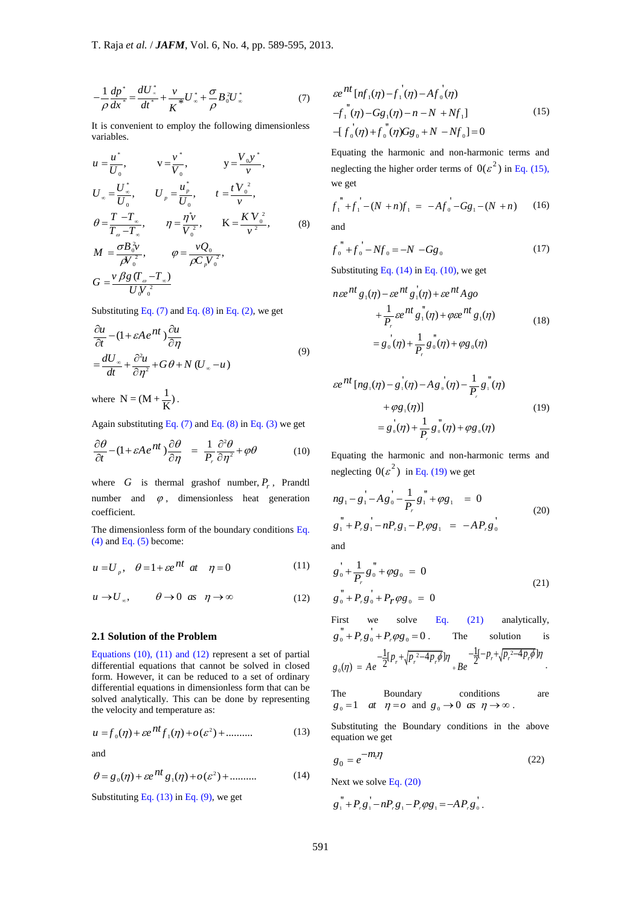$$-\frac{1}{\rho}\frac{dp^*}{dx^*} = \frac{dU_\infty^*}{dt^*} + \frac{v}{K^*}U_\infty^* + \frac{\sigma}{\rho}B_0^2 U_\infty^* \tag{7}$$

It is convenient to employ the following dimensionless variables.

$$u = \frac{u^*}{U_0}, \quad \mathrm{v} = \frac{v^*}{V_0}, \quad \mathrm{y} = \frac{V_0 y^*}{v},$$
$$U_\infty = \frac{U_\infty^*}{U_0}, \quad U_p = \frac{u_p^*}{U_0}, \quad t = \frac{t V_0^2}{v},$$
$$\theta = \frac{T - T_\infty}{T_\omega - T_\infty}, \quad \eta = \frac{\eta^* v}{V_0^2}, \quad \mathrm{K} = \frac{K V_0^2}{v^2}, \tag{8}$$
$$M = \frac{\sigma B_0^2 v}{\rho V_0^2}, \quad \varphi = \frac{v Q_0}{\rho C_p V_0^2},$$
$$G = \frac{v \beta g (T_\omega - T_\infty)}{U_0 V_0^2}$$

Substituting Eq. (7) and Eq. (8) in Eq. (2), we get

$$\frac{\partial u}{\partial t} - (1 + \varepsilon A e^{nt})\frac{\partial u}{\partial \eta} = \frac{dU_\infty}{dt} + \frac{\partial^2 u}{\partial \eta^2} + G\theta + N(U_\infty - u) \tag{9}$$

where $\mathrm{N} = (\mathrm{M} + \frac{1}{\mathrm{K}})$.

Again substituting Eq. (7) and Eq. (8) in Eq. (3) we get

$$\frac{\partial \theta}{\partial t} - (1 + \varepsilon A e^{nt})\frac{\partial \theta}{\partial \eta} = \frac{1}{P_r}\frac{\partial^2 \theta}{\partial \eta^2} + \varphi\theta \tag{10}$$

where $G$ is thermal grashof number, $P_r$, Prandtl number and $\varphi$, dimensionless heat generation coefficient.

The dimensionless form of the boundary conditions Eq. (4) and Eq. (5) become:

$$u = U_p, \quad \theta = 1 + \varepsilon e^{nt} \quad at \quad \eta = 0 \tag{11}$$

$$u \to U_\infty, \qquad \theta \to 0 \quad as \quad \eta \to \infty \tag{12}$$

## 2.1 Solution of the Problem

Equations (10), (11) and (12) represent a set of partial differential equations that cannot be solved in closed form. However, it can be reduced to a set of ordinary differential equations in dimensionless form that can be solved analytically. This can be done by representing the velocity and temperature as:

$$u = f_0(\eta) + \varepsilon e^{nt} f_1(\eta) + o(\varepsilon^2) + .......... \tag{13}$$

and

$$\theta = g_0(\eta) + \varepsilon e^{nt} g_1(\eta) + o(\varepsilon^2) + .......... \tag{14}$$

Substituting Eq. (13) in Eq. (9), we get

$$\begin{aligned} &\varepsilon e^{nt}[n f_1(\eta) - f_1'(\eta) - A f_0'(\eta) \\ &- f_1''(\eta) - G g_1(\eta) - n - N + N f_1] \\ &-[f_0'(\eta) + f_0''(\eta) G g_0 + N - N f_0] = 0 \end{aligned} \tag{15}$$

Equating the harmonic and non-harmonic terms and neglecting the higher order terms of $0(\varepsilon^2)$ in Eq. (15), we get

$$f_1'' + f_1' - (N + n) f_1 = -A f_0' - G g_1 - (N + n) \tag{16}$$

and

$$f_0'' + f_0' - N f_0 = -N - G g_0 \tag{17}$$

Substituting Eq. (14) in Eq. (10), we get

$$\begin{aligned} n\varepsilon e^{nt} g_1(\eta) - \varepsilon e^{nt} g_1'(\eta) + \varepsilon e^{nt} A g o \\ + \frac{1}{P_r}\varepsilon e^{nt} g_1''(\eta) + \varphi\varepsilon e^{nt} g_1(\eta) \\ = g_0'(\eta) + \frac{1}{P_r} g_0''(\eta) + \varphi g_0(\eta) \end{aligned} \tag{18}$$

$$\begin{aligned} \varepsilon e^{nt}[n g_1(\eta) - g_1'(\eta) - A g_0'(\eta) - \frac{1}{P_r} g_1''(\eta) \\ + \varphi g_1(\eta)] \\ = g_0'(\eta) + \frac{1}{P_r} g_0''(\eta) + \varphi g_0(\eta) \end{aligned} \tag{19}$$

Equating the harmonic and non-harmonic terms and neglecting $0(\varepsilon^2)$ in Eq. (19) we get

$$\begin{aligned} n g_1 - g_1' - A g_0' - \frac{1}{P_r} g_1'' + \varphi g_1 &= 0 \\ g_1'' + P_r g_1' - n P_r g_1 - P_r \varphi g_1 &= -A P_r g_0' \end{aligned} \tag{20}$$

and

$$\begin{aligned} g_0' + \frac{1}{P_r} g_0'' + \varphi g_0 &= 0 \\ g_0'' + P_r g_0' + P_r \varphi g_0 &= 0 \end{aligned} \tag{21}$$

First we solve Eq. (21) analytically, $g_0'' + P_r g_0' + P_r \varphi g_0 = 0$. The solution is $g_0(\eta) = A e^{-\frac{1}{2}[p_r + \sqrt{p_r^2 - 4 p_r \phi}]\eta} + B e^{-\frac{1}{2}[-p_r + \sqrt{p_r^2 - 4 p_r \phi}]\eta}$.

The Boundary conditions are $g_0 = 1 \quad at \quad \eta = o$ and $g_0 \to 0 \quad as \quad \eta \to \infty$.

Substituting the Boundary conditions in the above equation we get

$$g_0 = e^{-m_1 \eta} \tag{22}$$

Next we solve Eq. (20)

$g_1'' + P_r g_1' - n P_r g_1 - P_r \varphi g_1 = -A P_r g_0'$.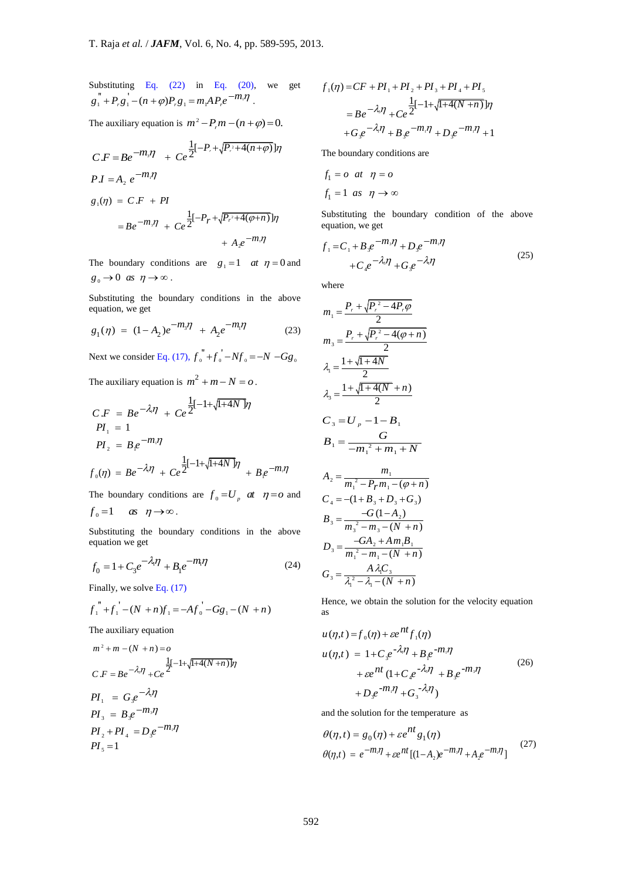Substituting Eq. (22) in Eq. (20), we get $g_1'' + P_r g_1' - (n+\varphi)P_r g_1 = m_1 A P_r e^{-m_1\eta}$.

The auxiliary equation is $m^2 - P_r m - (n+\varphi) = 0$.

$$C.F = Be^{-m_3\eta} + Ce^{\frac{1}{2}[-P_r + \sqrt{P_r^2 + 4(n+\varphi)}]\eta}$$

$$P.I = A_2\, e^{-m_1\eta}$$

$$g_1(\eta) = C.F + PI$$

$$= Be^{-m_3\eta} + Ce^{\frac{1}{2}[-P_r + \sqrt{P_r^2 + 4(\varphi+n)}]\eta} + A_2 e^{-m_1\eta}$$

The boundary conditions are $g_1 = 1$ at $\eta = 0$ and $g_0 \to 0$ as $\eta \to \infty$.

Substituting the boundary conditions in the above equation, we get

$$g_1(\eta) = (1 - A_2)e^{-m_3\eta} + A_2 e^{-m_1\eta} \tag{23}$$

Next we consider Eq. (17), $f_0'' + f_0' - Nf_0 = -N - Gg_0$

The auxiliary equation is $m^2 + m - N = o$.

$$C.F = Be^{-\lambda_1\eta} + Ce^{\frac{1}{2}[-1+\sqrt{1+4N}]\eta}$$

$$PI_1 = 1$$

$$PI_2 = B_1 e^{-m_1\eta}$$

$$f_0(\eta) = Be^{-\lambda_1\eta} + Ce^{\frac{1}{2}[-1+\sqrt{1+4N}]\eta} + B_1 e^{-m_1\eta}$$

The boundary conditions are $f_0 = U_p$ at $\eta = o$ and $f_0 = 1$ as $\eta \to \infty$.

Substituting the boundary conditions in the above equation we get

$$f_0 = 1 + C_3 e^{-\lambda_1\eta} + B_1 e^{-m_1\eta} \tag{24}$$

Finally, we solve Eq. (17)

$$f_1'' + f_1' - (N+n)f_1 = -Af_0' - Gg_1 - (N+n)$$

The auxiliary equation

$$m^2 + m - (N+n) = o$$

$$C.F = Be^{-\lambda_3\eta} + Ce^{\frac{1}{2}[-1+\sqrt{1+4(N+n)}]\eta}$$

$$PI_1 = G_3 e^{-\lambda_1\eta}$$

$$PI_3 = B_3 e^{-m_3\eta}$$

$$PI_2 + PI_4 = D_3 e^{-m_1\eta}$$

$$PI_5 = 1$$

$$f_1(\eta) = CF + PI_1 + PI_2 + PI_3 + PI_4 + PI_5$$

$$= Be^{-\lambda_3\eta} + Ce^{\frac{1}{2}[-1+\sqrt{1+4(N+n)}]\eta} + G_3 e^{-\lambda_1\eta} + B_3 e^{-m_3\eta} + D_3 e^{-m_1\eta} + 1$$

The boundary conditions are

$$f_1 = o \quad at \quad \eta = o$$

$$f_1 = 1 \quad as \quad \eta \to \infty$$

Substituting the boundary condition of the above equation, we get

$$f_1 = C_1 + B_3 e^{-m_3\eta} + D_3 e^{-m_1\eta} + C_4 e^{-\lambda_3\eta} + G_3 e^{-\lambda_1\eta} \tag{25}$$

where

$$m_1 = \frac{P_r + \sqrt{P_r^2 - 4P_r\varphi}}{2}$$

$$m_3 = \frac{P_r + \sqrt{P_r^2 - 4(\varphi+n)}}{2}$$

$$\lambda_1 = \frac{1+\sqrt{1+4N}}{2}$$

$$\lambda_3 = \frac{1+\sqrt{1+4(N+n)}}{2}$$

$$C_3 = U_p - 1 - B_1$$

$$B_1 = \frac{G}{-m_1^2 + m_1 + N}$$

$$A_2 = \frac{m_1}{m_1^2 - P_r m_1 - (\varphi+n)}$$

$$C_4 = -(1 + B_3 + D_3 + G_3)$$

$$B_3 = \frac{-G(1-A_2)}{m_3^2 - m_3 - (N+n)}$$

$$D_3 = \frac{-GA_2 + Am_1B_1}{m_1^2 - m_1 - (N+n)}$$

$$G_3 = \frac{A\lambda_1 C_3}{\lambda_1^2 - \lambda_1 - (N+n)}$$

Hence, we obtain the solution for the velocity equation as

$$u(\eta,t) = f_0(\eta) + \varepsilon e^{nt} f_1(\eta)$$

$$u(\eta,t) = 1 + C_3 e^{-\lambda_1\eta} + B_1 e^{-m_1\eta} + \varepsilon e^{nt}(1 + C_4 e^{-\lambda_3\eta} + B_3 e^{-m_3\eta} + D_3 e^{-m_1\eta} + G_3 e^{-\lambda_1\eta}) \tag{26}$$

and the solution for the temperature as

$$\theta(\eta,t) = g_0(\eta) + \varepsilon e^{nt} g_1(\eta)$$

$$\theta(\eta,t) = e^{-m_1\eta} + \varepsilon e^{nt}[(1-A_2)e^{-m_3\eta} + A_2 e^{-m_1\eta}] \tag{27}$$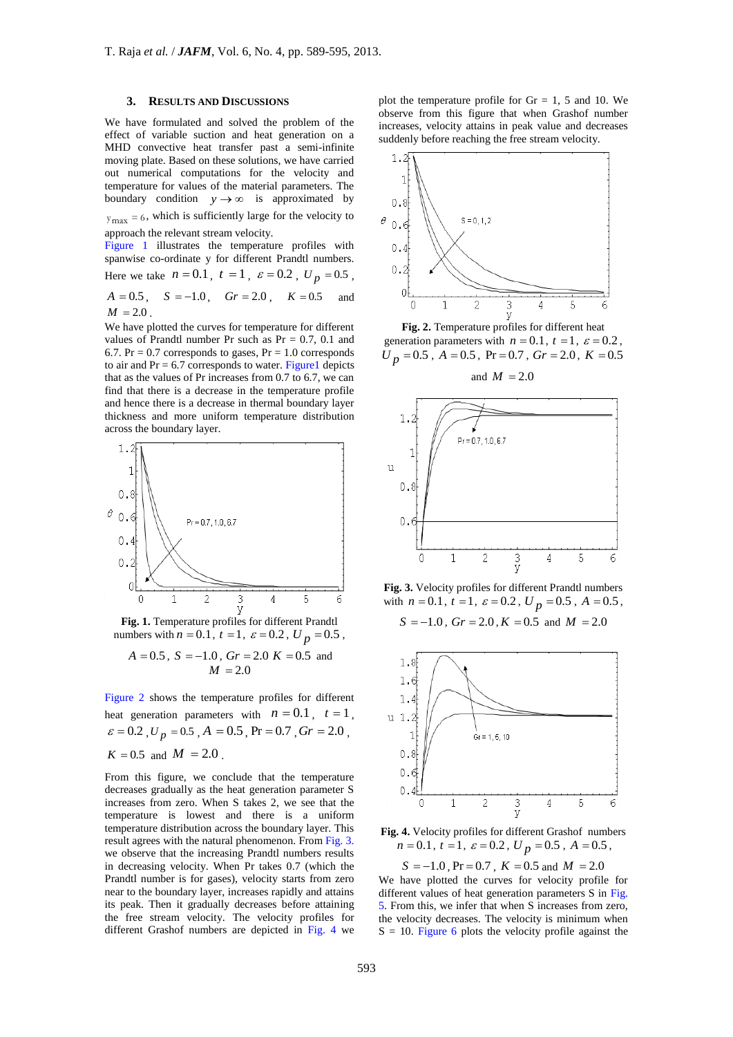### 3. Results and Discussions

We have formulated and solved the problem of the effect of variable suction and heat generation on a MHD convective heat transfer past a semi-infinite moving plate. Based on these solutions, we have carried out numerical computations for the velocity and temperature for values of the material parameters. The boundary condition $y \to \infty$ is approximated by $y_{max} = 6$, which is sufficiently large for the velocity to approach the relevant stream velocity.

Figure 1 illustrates the temperature profiles with spanwise co-ordinate y for different Prandtl numbers. Here we take $n = 0.1$, $t = 1$, $\varepsilon = 0.2$, $U_p = 0.5$, $A = 0.5$, $S = -1.0$, $Gr = 2.0$, $K = 0.5$ and $M = 2.0$.

We have plotted the curves for temperature for different values of Prandtl number Pr such as Pr = 0.7, 0.1 and 6.7. Pr = 0.7 corresponds to gases, Pr = 1.0 corresponds to air and Pr = 6.7 corresponds to water. Figure1 depicts that as the values of Pr increases from 0.7 to 6.7, we can find that there is a decrease in the temperature profile and hence there is a decrease in thermal boundary layer thickness and more uniform temperature distribution across the boundary layer.

**Fig. 1.** Temperature profiles for different Prandtl numbers with $n = 0.1$, $t = 1$, $\varepsilon = 0.2$, $U_p = 0.5$, $A = 0.5$, $S = -1.0$, $Gr = 2.0$ $K = 0.5$ and $M = 2.0$

Figure 2 shows the temperature profiles for different heat generation parameters with $n = 0.1$, $t = 1$, $\varepsilon = 0.2$, $U_p = 0.5$, $A = 0.5$, $\Pr = 0.7$, $Gr = 2.0$, $K = 0.5$ and $M = 2.0$.

From this figure, we conclude that the temperature decreases gradually as the heat generation parameter S increases from zero. When S takes 2, we see that the temperature is lowest and there is a uniform temperature distribution across the boundary layer. This result agrees with the natural phenomenon. From Fig. 3. we observe that the increasing Prandtl numbers results in decreasing velocity. When Pr takes 0.7 (which the Prandtl number is for gases), velocity starts from zero near to the boundary layer, increases rapidly and attains its peak. Then it gradually decreases before attaining the free stream velocity. The velocity profiles for different Grashof numbers are depicted in Fig. 4 we plot the temperature profile for Gr = 1, 5 and 10. We observe from this figure that when Grashof number increases, velocity attains in peak value and decreases suddenly before reaching the free stream velocity.

**Fig. 2.** Temperature profiles for different heat generation parameters with $n = 0.1$, $t = 1$, $\varepsilon = 0.2$, $U_p = 0.5$, $A = 0.5$, $\Pr = 0.7$, $Gr = 2.0$, $K = 0.5$ and $M = 2.0$

**Fig. 3.** Velocity profiles for different Prandtl numbers with $n = 0.1$, $t = 1$, $\varepsilon = 0.2$, $U_p = 0.5$, $A = 0.5$, $S = -1.0$, $Gr = 2.0$, $K = 0.5$ and $M = 2.0$

**Fig. 4.** Velocity profiles for different Grashof numbers $n = 0.1$, $t = 1$, $\varepsilon = 0.2$, $U_p = 0.5$, $A = 0.5$, $S = -1.0$, $\Pr = 0.7$, $K = 0.5$ and $M = 2.0$

We have plotted the curves for velocity profile for different values of heat generation parameters S in Fig. 5. From this, we infer that when S increases from zero, the velocity decreases. The velocity is minimum when S = 10. Figure 6 plots the velocity profile against the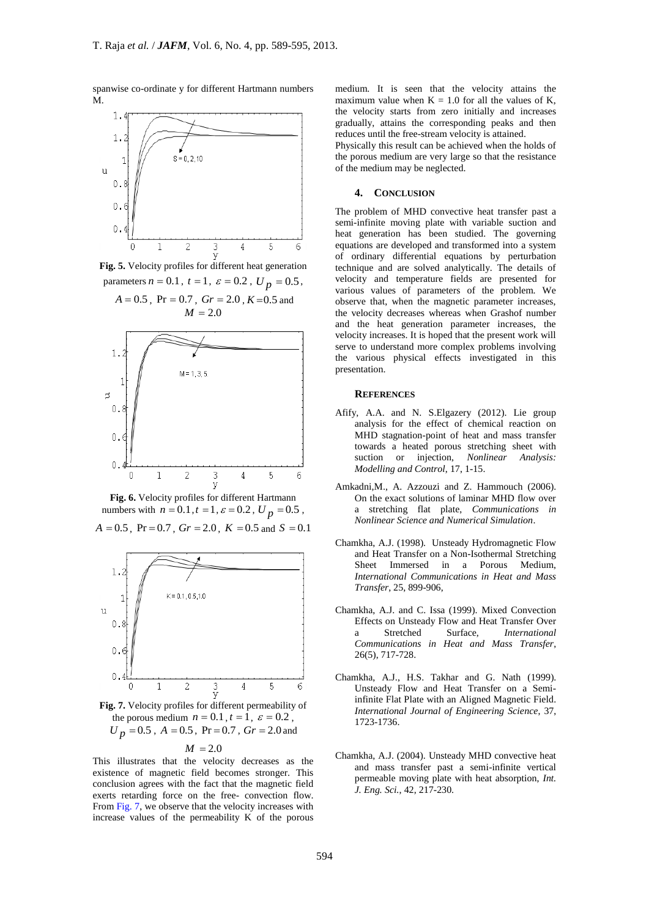spanwise co-ordinate y for different Hartmann numbers M.

**Fig. 5.** Velocity profiles for different heat generation parameters $n = 0.1$, $t = 1$, $\varepsilon = 0.2$, $U_p = 0.5$, $A = 0.5$, $\Pr = 0.7$, $Gr = 2.0$, $K = 0.5$ and $M = 2.0$

**Fig. 6.** Velocity profiles for different Hartmann numbers with $n = 0.1, t = 1, \varepsilon = 0.2$, $U_p = 0.5$, $A = 0.5$, $\Pr = 0.7$, $Gr = 2.0$, $K = 0.5$ and $S = 0.1$

**Fig. 7.** Velocity profiles for different permeability of the porous medium $n = 0.1, t = 1$, $\varepsilon = 0.2$, $U_p = 0.5$, $A = 0.5$, $\Pr = 0.7$, $Gr = 2.0$ and $M = 2.0$

This illustrates that the velocity decreases as the existence of magnetic field becomes stronger. This conclusion agrees with the fact that the magnetic field exerts retarding force on the free- convection flow. From Fig. 7, we observe that the velocity increases with increase values of the permeability K of the porous medium. It is seen that the velocity attains the maximum value when K = 1.0 for all the values of K, the velocity starts from zero initially and increases gradually, attains the corresponding peaks and then reduces until the free-stream velocity is attained.

Physically this result can be achieved when the holds of the porous medium are very large so that the resistance of the medium may be neglected.

## 4. CONCLUSION

The problem of MHD convective heat transfer past a semi-infinite moving plate with variable suction and heat generation has been studied. The governing equations are developed and transformed into a system of ordinary differential equations by perturbation technique and are solved analytically. The details of velocity and temperature fields are presented for various values of parameters of the problem. We observe that, when the magnetic parameter increases, the velocity decreases whereas when Grashof number and the heat generation parameter increases, the velocity increases. It is hoped that the present work will serve to understand more complex problems involving the various physical effects investigated in this presentation.

## REFERENCES

Afify, A.A. and N. S.Elgazery (2012). Lie group analysis for the effect of chemical reaction on MHD stagnation-point of heat and mass transfer towards a heated porous stretching sheet with suction or injection, *Nonlinear Analysis: Modelling and Control*, 17, 1-15.

Amkadni,M., A. Azzouzi and Z. Hammouch (2006). On the exact solutions of laminar MHD flow over a stretching flat plate, *Communications in Nonlinear Science and Numerical Simulation*.

Chamkha, A.J. (1998). Unsteady Hydromagnetic Flow and Heat Transfer on a Non-Isothermal Stretching Sheet Immersed in a Porous Medium, *International Communications in Heat and Mass Transfer*, 25, 899-906,

Chamkha, A.J. and C. Issa (1999). Mixed Convection Effects on Unsteady Flow and Heat Transfer Over a Stretched Surface, *International Communications in Heat and Mass Transfer*, 26(5), 717-728.

Chamkha, A.J., H.S. Takhar and G. Nath (1999). Unsteady Flow and Heat Transfer on a Semi-infinite Flat Plate with an Aligned Magnetic Field. *International Journal of Engineering Science*, 37, 1723-1736.

Chamkha, A.J. (2004). Unsteady MHD convective heat and mass transfer past a semi-infinite vertical permeable moving plate with heat absorption, *Int. J. Eng. Sci.*, 42, 217-230.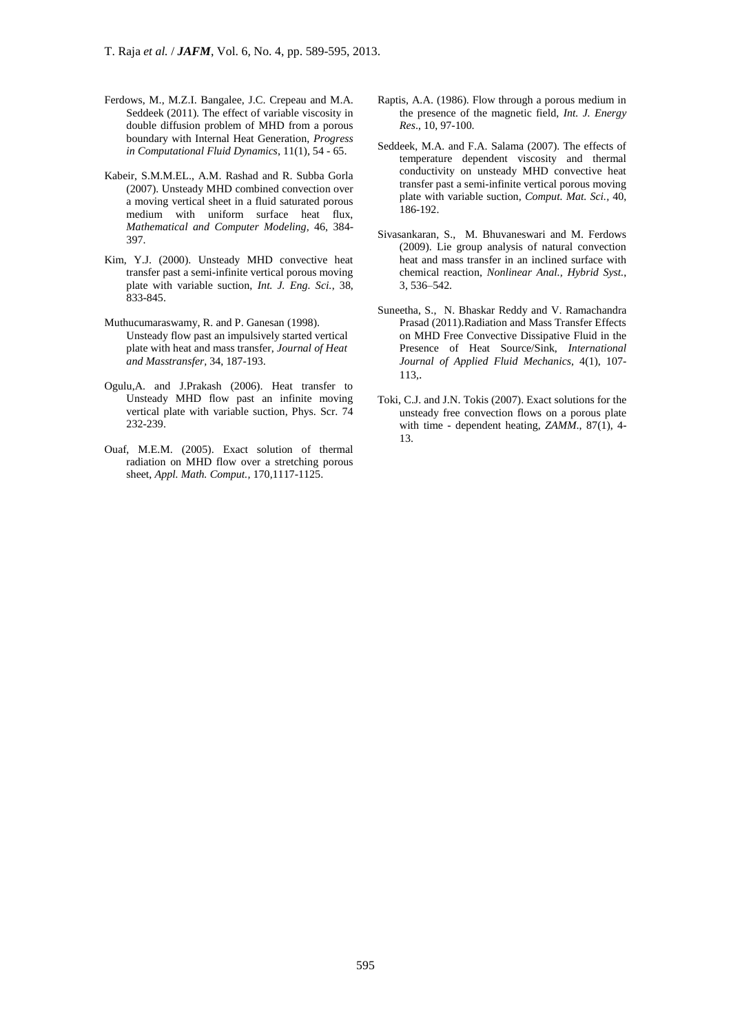Ferdows, M., M.Z.I. Bangalee, J.C. Crepeau and M.A. Seddeek (2011). The effect of variable viscosity in double diffusion problem of MHD from a porous boundary with Internal Heat Generation, *Progress in Computational Fluid Dynamics*, 11(1), 54 - 65.

Kabeir, S.M.M.EL., A.M. Rashad and R. Subba Gorla (2007). Unsteady MHD combined convection over a moving vertical sheet in a fluid saturated porous medium with uniform surface heat flux, *Mathematical and Computer Modeling,* 46, 384-397.

Kim, Y.J. (2000). Unsteady MHD convective heat transfer past a semi-infinite vertical porous moving plate with variable suction, *Int. J. Eng. Sci.*, 38, 833-845.

Muthucumaraswamy, R. and P. Ganesan (1998). Unsteady flow past an impulsively started vertical plate with heat and mass transfer, *Journal of Heat and Masstransfer*, 34, 187-193.

Ogulu,A. and J.Prakash (2006). Heat transfer to Unsteady MHD flow past an infinite moving vertical plate with variable suction, Phys. Scr. 74 232-239.

Ouaf, M.E.M. (2005). Exact solution of thermal radiation on MHD flow over a stretching porous sheet, *Appl. Math. Comput.,* 170,1117-1125.

Raptis, A.A. (1986). Flow through a porous medium in the presence of the magnetic field, *Int. J. Energy Res*., 10, 97-100.

Seddeek, M.A. and F.A. Salama (2007). The effects of temperature dependent viscosity and thermal conductivity on unsteady MHD convective heat transfer past a semi-infinite vertical porous moving plate with variable suction, *Comput. Mat. Sci.*, 40, 186-192.

Sivasankaran, S., M. Bhuvaneswari and M. Ferdows (2009). Lie group analysis of natural convection heat and mass transfer in an inclined surface with chemical reaction, *Nonlinear Anal., Hybrid Syst.*, 3, 536–542.

Suneetha, S., N. Bhaskar Reddy and V. Ramachandra Prasad (2011).Radiation and Mass Transfer Effects on MHD Free Convective Dissipative Fluid in the Presence of Heat Source/Sink, *International Journal of Applied Fluid Mechanics*, 4(1), 107-113,.

Toki, C.J. and J.N. Tokis (2007). Exact solutions for the unsteady free convection flows on a porous plate with time - dependent heating, *ZAMM*., 87(1), 4-13.